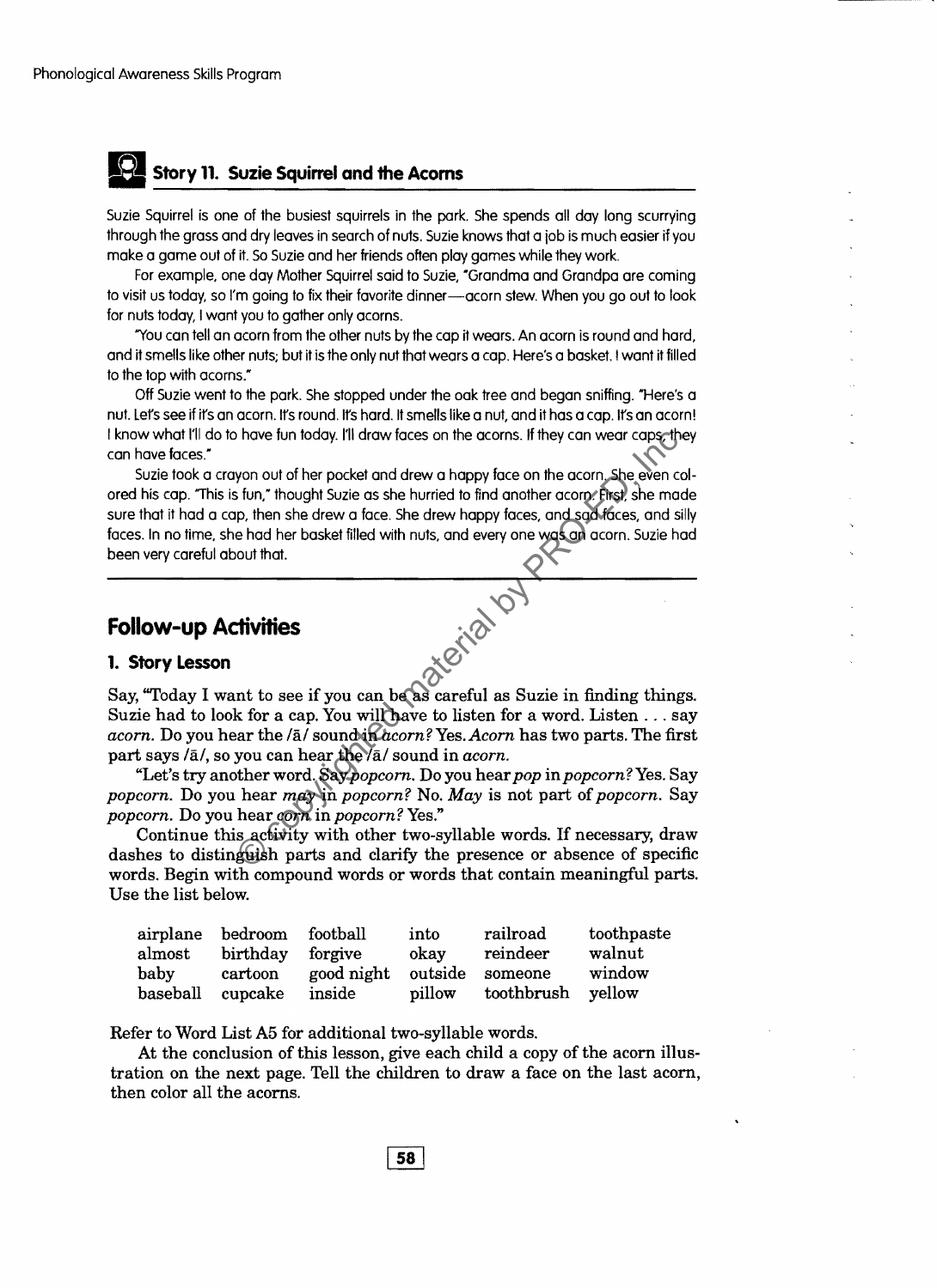## Story 11. Suzie Squirrel and the Acorns

Suzie Squirrel is one of the busiest squirrels in the park. She spends all day long scurrying through the grass and dry leaves in search of nuts. Suzie knows that a job is much easier if you make a game out of it. So Suzie and her friends often play games while they work.

For example, one day Mother Squirrel said to Suzie, "Grandma and Grandpa are coming to visit us today, so I'm going to fix their favorite dinner—acorn stew. When you go out to look for nuts today, I want you to gather only acorns.

"You can tell an acorn from the other nuts by the cap it wears. An acorn is round and hard, and it smells like other nuts; but it is the only nut that wears a cap. Here's a basket. I want it filled to the top with acorns."

Off Suzie went to the park. She stopped under the oak tree and began sniffing. "Here's a nut. Let's see if it's an acorn. It's round. It's hard. It smells like a nut, and it has a cap. It's an acorn! I know what I'll do to have fun today. I'll draw faces on the acorns. If they can wear caps, they can have faces."

Suzie took a crayon out of her pocket and drew a happy face on the acorn. She even colored his cap. "This is fun," thought Suzie as she hurried to find another acorn. First, she made sure that it had a cap, then she drew a face. She drew happy faces, and sad faces, and silly faces. In no time, she had her basket filled with nuts, and every one was an acorn. Suzie had been very careful about that.

# Follow-up Activities

### 1. Story Lesson

Say, "Today I want to see if you can be as careful as Suzie in finding things. Suzie had to look for a cap. You will have to listen for a word. Listen . . . say *acorn*. Do you hear the /ā/ sound in *acorn*? Yes. *Acorn* has two parts. The first part says /ā/, so you can hear the /ā/ sound in *acorn*.

"Let's try another word. Say *popcorn*. Do you hear *pop* in *popcorn*? Yes. Say *popcorn*. Do you hear *may* in *popcorn*? No. *May* is not part of *popcorn*. Say *popcorn*. Do you hear *corn* in *popcorn*? Yes."

Continue this activity with other two-syllable words. If necessary, draw dashes to distinguish parts and clarify the presence or absence of specific words. Begin with compound words or words that contain meaningful parts. Use the list below.

| | | | | | |
|---|---|---|---|---|---|
| airplane | bedroom | football | into | railroad | toothpaste |
| almost | birthday | forgive | okay | reindeer | walnut |
| baby | cartoon | good night | outside | someone | window |
| baseball | cupcake | inside | pillow | toothbrush | yellow |

Refer to Word List A5 for additional two-syllable words.

At the conclusion of this lesson, give each child a copy of the acorn illustration on the next page. Tell the children to draw a face on the last acorn, then color all the acorns.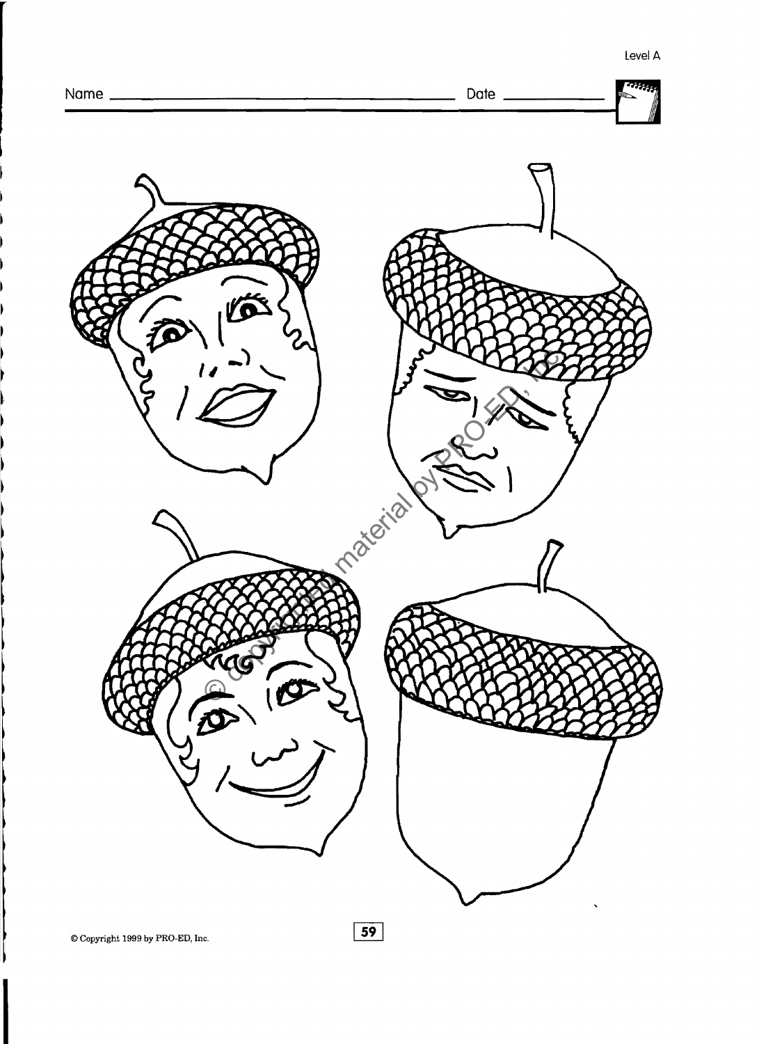Level A

Name ______________________________ Date ____________

© Copyright 1999 by PRO-ED, Inc.